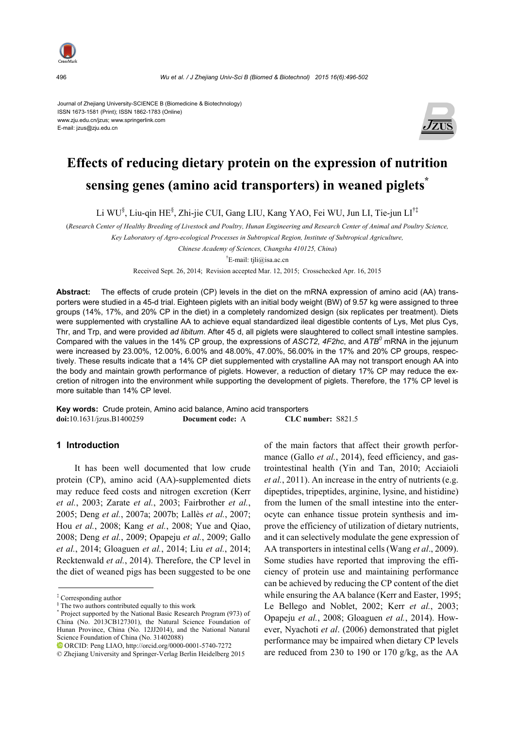Journal of Zhejiang University-SCIENCE B (Biomedicine & Biotechnology)
ISSN 1673-1581 (Print); ISSN 1862-1783 (Online)
www.zju.edu.cn/jzus; www.springerlink.com
E-mail: jzus@zju.edu.cn

# Effects of reducing dietary protein on the expression of nutrition sensing genes (amino acid transporters) in weaned piglets*

Li WU§, Liu-qin HE§, Zhi-jie CUI, Gang LIU, Kang YAO, Fei WU, Jun LI, Tie-jun LI†‡

(*Research Center of Healthy Breeding of Livestock and Poultry, Hunan Engineering and Research Center of Animal and Poultry Science, Key Laboratory of Agro-ecological Processes in Subtropical Region, Institute of Subtropical Agriculture, Chinese Academy of Sciences, Changsha 410125, China*)

†E-mail: tjli@isa.ac.cn

Received Sept. 26, 2014; Revision accepted Mar. 12, 2015; Crosschecked Apr. 16, 2015

**Abstract:** The effects of crude protein (CP) levels in the diet on the mRNA expression of amino acid (AA) transporters were studied in a 45-d trial. Eighteen piglets with an initial body weight (BW) of 9.57 kg were assigned to three groups (14%, 17%, and 20% CP in the diet) in a completely randomized design (six replicates per treatment). Diets were supplemented with crystalline AA to achieve equal standardized ileal digestible contents of Lys, Met plus Cys, Thr, and Trp, and were provided *ad libitum*. After 45 d, all piglets were slaughtered to collect small intestine samples. Compared with the values in the 14% CP group, the expressions of *ASCT2*, *4F2hc*, and *ATB$^0$* mRNA in the jejunum were increased by 23.00%, 12.00%, 6.00% and 48.00%, 47.00%, 56.00% in the 17% and 20% CP groups, respectively. These results indicate that a 14% CP diet supplemented with crystalline AA may not transport enough AA into the body and maintain growth performance of piglets. However, a reduction of dietary 17% CP may reduce the excretion of nitrogen into the environment while supporting the development of piglets. Therefore, the 17% CP level is more suitable than 14% CP level.

**Key words:** Crude protein, Amino acid balance, Amino acid transporters
**doi:**10.1631/jzus.B1400259 **Document code:** A **CLC number:** S821.5

## 1 Introduction

It has been well documented that low crude protein (CP), amino acid (AA)-supplemented diets may reduce feed costs and nitrogen excretion (Kerr *et al.*, 2003; Zarate *et al.*, 2003; Fairbrother *et al.*, 2005; Deng *et al.*, 2007a; 2007b; Lallès *et al.*, 2007; Hou *et al.*, 2008; Kang *et al.*, 2008; Yue and Qiao, 2008; Deng *et al.*, 2009; Opapeju *et al.*, 2009; Gallo *et al.*, 2014; Gloaguen *et al.*, 2014; Liu *et al.*, 2014; Recktenwald *et al.*, 2014). Therefore, the CP level in the diet of weaned pigs has been suggested to be one of the main factors that affect their growth performance (Gallo *et al.*, 2014), feed efficiency, and gastrointestinal health (Yin and Tan, 2010; Acciaioli *et al.*, 2011). An increase in the entry of nutrients (e.g. dipeptides, tripeptides, arginine, lysine, and histidine) from the lumen of the small intestine into the enterocyte can enhance tissue protein synthesis and improve the efficiency of utilization of dietary nutrients, and it can selectively modulate the gene expression of AA transporters in intestinal cells (Wang *et al*., 2009). Some studies have reported that improving the efficiency of protein use and maintaining performance can be achieved by reducing the CP content of the diet while ensuring the AA balance (Kerr and Easter, 1995; Le Bellego and Noblet, 2002; Kerr *et al.*, 2003; Opapeju *et al.*, 2008; Gloaguen *et al.*, 2014). However, Nyachoti *et al*. (2006) demonstrated that piglet performance may be impaired when dietary CP levels are reduced from 230 to 190 or 170 g/kg, as the AA

---

‡ Corresponding author
§ The two authors contributed equally to this work
\* Project supported by the National Basic Research Program (973) of China (No. 2013CB127301), the Natural Science Foundation of Hunan Province, China (No. 12JJ2014), and the National Natural Science Foundation of China (No. 31402088)
ORCID: Peng LIAO, http://orcid.org/0000-0001-5740-7272
© Zhejiang University and Springer-Verlag Berlin Heidelberg 2015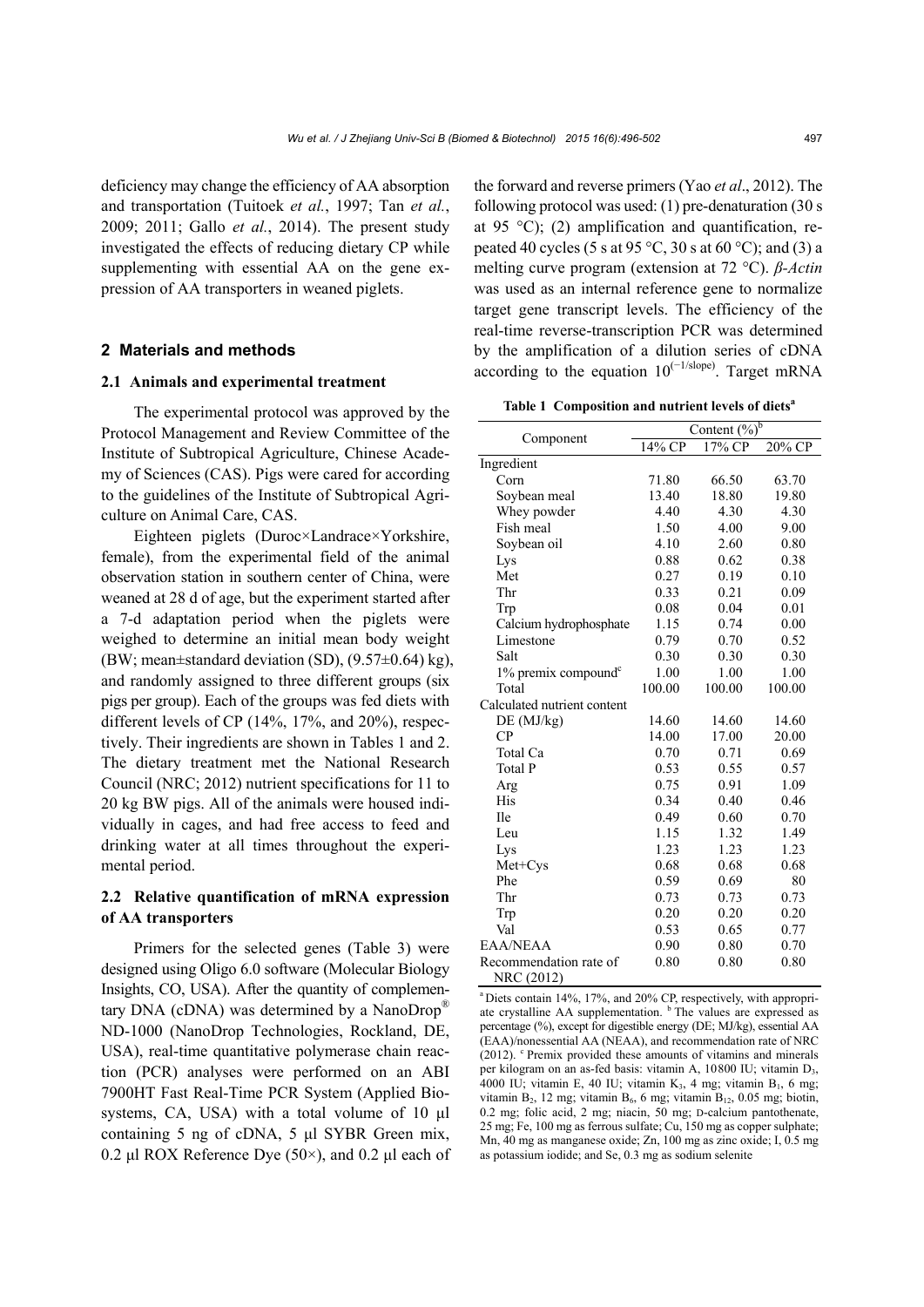deficiency may change the efficiency of AA absorption and transportation (Tuitoek *et al.*, 1997; Tan *et al.*, 2009; 2011; Gallo *et al.*, 2014). The present study investigated the effects of reducing dietary CP while supplementing with essential AA on the gene expression of AA transporters in weaned piglets.

## 2 Materials and methods

### 2.1 Animals and experimental treatment

The experimental protocol was approved by the Protocol Management and Review Committee of the Institute of Subtropical Agriculture, Chinese Academy of Sciences (CAS). Pigs were cared for according to the guidelines of the Institute of Subtropical Agriculture on Animal Care, CAS.

Eighteen piglets (Duroc×Landrace×Yorkshire, female), from the experimental field of the animal observation station in southern center of China, were weaned at 28 d of age, but the experiment started after a 7-d adaptation period when the piglets were weighed to determine an initial mean body weight (BW; mean±standard deviation (SD), (9.57±0.64) kg), and randomly assigned to three different groups (six pigs per group). Each of the groups was fed diets with different levels of CP (14%, 17%, and 20%), respectively. Their ingredients are shown in Tables 1 and 2. The dietary treatment met the National Research Council (NRC; 2012) nutrient specifications for 11 to 20 kg BW pigs. All of the animals were housed individually in cages, and had free access to feed and drinking water at all times throughout the experimental period.

### 2.2 Relative quantification of mRNA expression of AA transporters

Primers for the selected genes (Table 3) were designed using Oligo 6.0 software (Molecular Biology Insights, CO, USA). After the quantity of complementary DNA (cDNA) was determined by a NanoDrop® ND-1000 (NanoDrop Technologies, Rockland, DE, USA), real-time quantitative polymerase chain reaction (PCR) analyses were performed on an ABI 7900HT Fast Real-Time PCR System (Applied Biosystems, CA, USA) with a total volume of 10 μl containing 5 ng of cDNA, 5 μl SYBR Green mix, 0.2 μl ROX Reference Dye (50×), and 0.2 μl each of the forward and reverse primers (Yao *et al*., 2012). The following protocol was used: (1) pre-denaturation (30 s at 95 °C); (2) amplification and quantification, repeated 40 cycles (5 s at 95 °C, 30 s at 60 °C); and (3) a melting curve program (extension at 72 °C). *β-Actin* was used as an internal reference gene to normalize target gene transcript levels. The efficiency of the real-time reverse-transcription PCR was determined by the amplification of a dilution series of cDNA according to the equation $10^{(-1/\text{slope})}$. Target mRNA

**Table 1 Composition and nutrient levels of diets[a]**

| Component | Content (%)[b] | | |
|---|---|---|---|
| | 14% CP | 17% CP | 20% CP |
| Ingredient | | | |
| Corn | 71.80 | 66.50 | 63.70 |
| Soybean meal | 13.40 | 18.80 | 19.80 |
| Whey powder | 4.40 | 4.30 | 4.30 |
| Fish meal | 1.50 | 4.00 | 9.00 |
| Soybean oil | 4.10 | 2.60 | 0.80 |
| Lys | 0.88 | 0.62 | 0.38 |
| Met | 0.27 | 0.19 | 0.10 |
| Thr | 0.33 | 0.21 | 0.09 |
| Trp | 0.08 | 0.04 | 0.01 |
| Calcium hydrophosphate | 1.15 | 0.74 | 0.00 |
| Limestone | 0.79 | 0.70 | 0.52 |
| Salt | 0.30 | 0.30 | 0.30 |
| 1% premix compound[c] | 1.00 | 1.00 | 1.00 |
| Total | 100.00 | 100.00 | 100.00 |
| Calculated nutrient content | | | |
| DE (MJ/kg) | 14.60 | 14.60 | 14.60 |
| CP | 14.00 | 17.00 | 20.00 |
| Total Ca | 0.70 | 0.71 | 0.69 |
| Total P | 0.53 | 0.55 | 0.57 |
| Arg | 0.75 | 0.91 | 1.09 |
| His | 0.34 | 0.40 | 0.46 |
| Ile | 0.49 | 0.60 | 0.70 |
| Leu | 1.15 | 1.32 | 1.49 |
| Lys | 1.23 | 1.23 | 1.23 |
| Met+Cys | 0.68 | 0.68 | 0.68 |
| Phe | 0.59 | 0.69 | 80 |
| Thr | 0.73 | 0.73 | 0.73 |
| Trp | 0.20 | 0.20 | 0.20 |
| Val | 0.53 | 0.65 | 0.77 |
| EAA/NEAA | 0.90 | 0.80 | 0.70 |
| Recommendation rate of NRC (2012) | 0.80 | 0.80 | 0.80 |

[a] Diets contain 14%, 17%, and 20% CP, respectively, with appropriate crystalline AA supplementation. [b] The values are expressed as percentage (%), except for digestible energy (DE; MJ/kg), essential AA (EAA)/nonessential AA (NEAA), and recommendation rate of NRC (2012). [c] Premix provided these amounts of vitamins and minerals per kilogram on an as-fed basis: vitamin A, 10800 IU; vitamin $D_3$, 4000 IU; vitamin E, 40 IU; vitamin $K_3$, 4 mg; vitamin $B_1$, 6 mg; vitamin $B_2$, 12 mg; vitamin $B_6$, 6 mg; vitamin $B_{12}$, 0.05 mg; biotin, 0.2 mg; folic acid, 2 mg; niacin, 50 mg; D-calcium pantothenate, 25 mg; Fe, 100 mg as ferrous sulfate; Cu, 150 mg as copper sulphate; Mn, 40 mg as manganese oxide; Zn, 100 mg as zinc oxide; I, 0.5 mg as potassium iodide; and Se, 0.3 mg as sodium selenite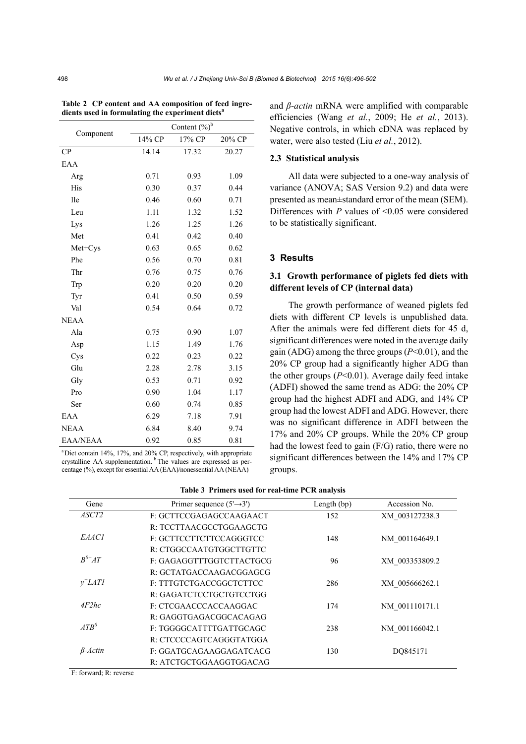**Table 2 CP content and AA composition of feed ingredients used in formulating the experiment diets[a]**

| Component | Content (%)[b] | | |
|---|---|---|---|
| | 14% CP | 17% CP | 20% CP |
| CP | 14.14 | 17.32 | 20.27 |
| EAA | | | |
| Arg | 0.71 | 0.93 | 1.09 |
| His | 0.30 | 0.37 | 0.44 |
| Ile | 0.46 | 0.60 | 0.71 |
| Leu | 1.11 | 1.32 | 1.52 |
| Lys | 1.26 | 1.25 | 1.26 |
| Met | 0.41 | 0.42 | 0.40 |
| Met+Cys | 0.63 | 0.65 | 0.62 |
| Phe | 0.56 | 0.70 | 0.81 |
| Thr | 0.76 | 0.75 | 0.76 |
| Trp | 0.20 | 0.20 | 0.20 |
| Tyr | 0.41 | 0.50 | 0.59 |
| Val | 0.54 | 0.64 | 0.72 |
| NEAA | | | |
| Ala | 0.75 | 0.90 | 1.07 |
| Asp | 1.15 | 1.49 | 1.76 |
| Cys | 0.22 | 0.23 | 0.22 |
| Glu | 2.28 | 2.78 | 3.15 |
| Gly | 0.53 | 0.71 | 0.92 |
| Pro | 0.90 | 1.04 | 1.17 |
| Ser | 0.60 | 0.74 | 0.85 |
| EAA | 6.29 | 7.18 | 7.91 |
| NEAA | 6.84 | 8.40 | 9.74 |
| EAA/NEAA | 0.92 | 0.85 | 0.81 |

[a] Diet contain 14%, 17%, and 20% CP, respectively, with appropriate crystalline AA supplementation. [b] The values are expressed as percentage (%), except for essential AA (EAA)/nonessential AA (NEAA)

and *β-actin* mRNA were amplified with comparable efficiencies (Wang *et al.*, 2009; He *et al.*, 2013). Negative controls, in which cDNA was replaced by water, were also tested (Liu *et al.*, 2012).

### 2.3 Statistical analysis

All data were subjected to a one-way analysis of variance (ANOVA; SAS Version 9.2) and data were presented as mean±standard error of the mean (SEM). Differences with $P$ values of <0.05 were considered to be statistically significant.

## 3 Results

### 3.1 Growth performance of piglets fed diets with different levels of CP (internal data)

The growth performance of weaned piglets fed diets with different CP levels is unpublished data. After the animals were fed different diets for 45 d, significant differences were noted in the average daily gain (ADG) among the three groups ($P<0.01$), and the 20% CP group had a significantly higher ADG than the other groups ($P<0.01$). Average daily feed intake (ADFI) showed the same trend as ADG: the 20% CP group had the highest ADFI and ADG, and 14% CP group had the lowest ADFI and ADG. However, there was no significant difference in ADFI between the 17% and 20% CP groups. While the 20% CP group had the lowest feed to gain (F/G) ratio, there were no significant differences between the 14% and 17% CP groups.

**Table 3 Primers used for real-time PCR analysis**

| Gene | Primer sequence (5'→3') | Length (bp) | Accession No. |
|---|---|---|---|
| *ASCT2* | F: GCTTCCGAGAGCCAAGAACT<br>R: TCCTTAACGCCTGGAAGCTG | 152 | XM_003127238.3 |
| *EAAC1* | F: GCTTCCTTCTTCCAGGGTCC<br>R: CTGGCCAATGTGGCTTGTTC | 148 | NM_001164649.1 |
| $B^{0+}AT$ | F: GAGAGGTTTGGTCTTACTGCG<br>R: GCTATGACCAAGACGGAGCG | 96 | XM_003353809.2 |
| $y^{+}LAT1$ | F: TTTGTCTGACCGGCTCTTCC<br>R: GAGATCTCCTGCTGTCCTGG | 286 | XM_005666262.1 |
| *4F2hc* | F: CTCGAACCCACCAAGGAC<br>R: GAGGTGAGACGGCACAGAG | 174 | NM_001110171.1 |
| $ATB^{0}$ | F: TGGGGCATTTTGATTGCAGC<br>R: CTCCCCAGTCAGGGTATGGA | 238 | NM_001166042.1 |
| *β-Actin* | F: GGATGCAGAAGGAGATCACG<br>R: ATCTGCTGGAAGGTGGACAG | 130 | DQ845171 |

F: forward; R: reverse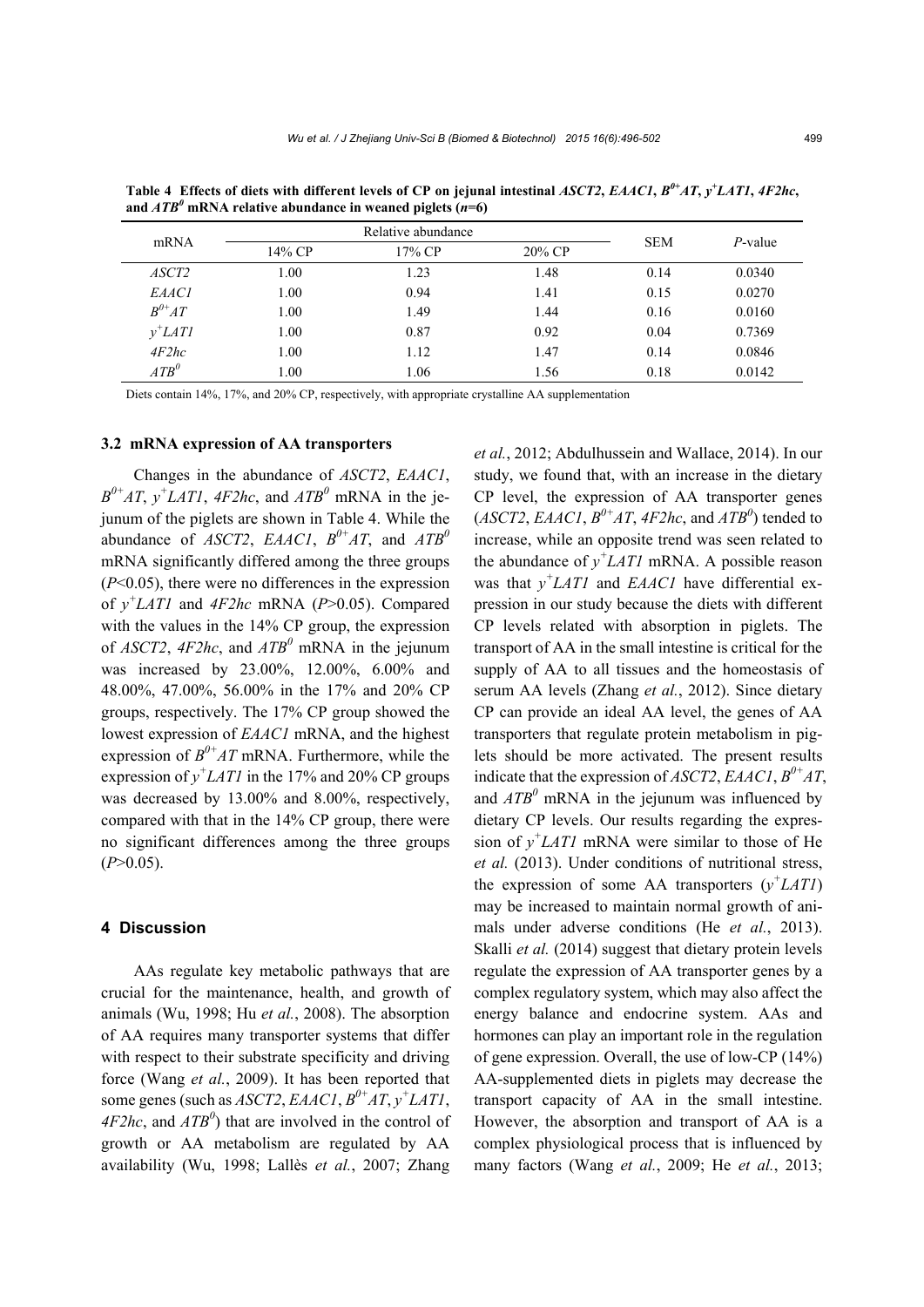**Table 4 Effects of diets with different levels of CP on jejunal intestinal *ASCT2*, *EAAC1*, $B^{0+}AT$, $y^{+}LAT1$, *4F2hc*, and $ATB^{0}$ mRNA relative abundance in weaned piglets ($n$=6)**

| mRNA | Relative abundance | | | SEM | $P$-value |
|---|---|---|---|---|---|
| | 14% CP | 17% CP | 20% CP | | |
| *ASCT2* | 1.00 | 1.23 | 1.48 | 0.14 | 0.0340 |
| *EAAC1* | 1.00 | 0.94 | 1.41 | 0.15 | 0.0270 |
| $B^{0+}AT$ | 1.00 | 1.49 | 1.44 | 0.16 | 0.0160 |
| $y^{+}LAT1$ | 1.00 | 0.87 | 0.92 | 0.04 | 0.7369 |
| *4F2hc* | 1.00 | 1.12 | 1.47 | 0.14 | 0.0846 |
| $ATB^{0}$ | 1.00 | 1.06 | 1.56 | 0.18 | 0.0142 |

Diets contain 14%, 17%, and 20% CP, respectively, with appropriate crystalline AA supplementation

### 3.2 mRNA expression of AA transporters

Changes in the abundance of *ASCT2*, *EAAC1*, $B^{0+}AT$, $y^{+}LAT1$, *4F2hc*, and $ATB^{0}$ mRNA in the jejunum of the piglets are shown in Table 4. While the abundance of *ASCT2*, *EAAC1*, $B^{0+}AT$, and $ATB^{0}$ mRNA significantly differed among the three groups ($P$<0.05), there were no differences in the expression of $y^{+}LAT1$ and *4F2hc* mRNA ($P$>0.05). Compared with the values in the 14% CP group, the expression of *ASCT2*, *4F2hc*, and $ATB^{0}$ mRNA in the jejunum was increased by 23.00%, 12.00%, 6.00% and 48.00%, 47.00%, 56.00% in the 17% and 20% CP groups, respectively. The 17% CP group showed the lowest expression of *EAAC1* mRNA, and the highest expression of $B^{0+}AT$ mRNA. Furthermore, while the expression of $y^{+}LAT1$ in the 17% and 20% CP groups was decreased by 13.00% and 8.00%, respectively, compared with that in the 14% CP group, there were no significant differences among the three groups ($P$>0.05).

## 4 Discussion

AAs regulate key metabolic pathways that are crucial for the maintenance, health, and growth of animals (Wu, 1998; Hu *et al.*, 2008). The absorption of AA requires many transporter systems that differ with respect to their substrate specificity and driving force (Wang *et al.*, 2009). It has been reported that some genes (such as *ASCT2*, *EAAC1*, $B^{0+}AT$, $y^{+}LAT1$, *4F2hc*, and $ATB^{0}$) that are involved in the control of growth or AA metabolism are regulated by AA availability (Wu, 1998; Lallès *et al.*, 2007; Zhang *et al.*, 2012; Abdulhussein and Wallace, 2014). In our study, we found that, with an increase in the dietary CP level, the expression of AA transporter genes (*ASCT2*, *EAAC1*, $B^{0+}AT$, *4F2hc*, and $ATB^{0}$) tended to increase, while an opposite trend was seen related to the abundance of $y^{+}LAT1$ mRNA. A possible reason was that $y^{+}LAT1$ and *EAAC1* have differential expression in our study because the diets with different CP levels related with absorption in piglets. The transport of AA in the small intestine is critical for the supply of AA to all tissues and the homeostasis of serum AA levels (Zhang *et al.*, 2012). Since dietary CP can provide an ideal AA level, the genes of AA transporters that regulate protein metabolism in piglets should be more activated. The present results indicate that the expression of *ASCT2*, *EAAC1*, $B^{0+}AT$, and $ATB^{0}$ mRNA in the jejunum was influenced by dietary CP levels. Our results regarding the expression of $y^{+}LAT1$ mRNA were similar to those of He *et al.* (2013). Under conditions of nutritional stress, the expression of some AA transporters ($y^{+}LAT1$) may be increased to maintain normal growth of animals under adverse conditions (He *et al.*, 2013). Skalli *et al.* (2014) suggest that dietary protein levels regulate the expression of AA transporter genes by a complex regulatory system, which may also affect the energy balance and endocrine system. AAs and hormones can play an important role in the regulation of gene expression. Overall, the use of low-CP (14%) AA-supplemented diets in piglets may decrease the transport capacity of AA in the small intestine. However, the absorption and transport of AA is a complex physiological process that is influenced by many factors (Wang *et al.*, 2009; He *et al.*, 2013;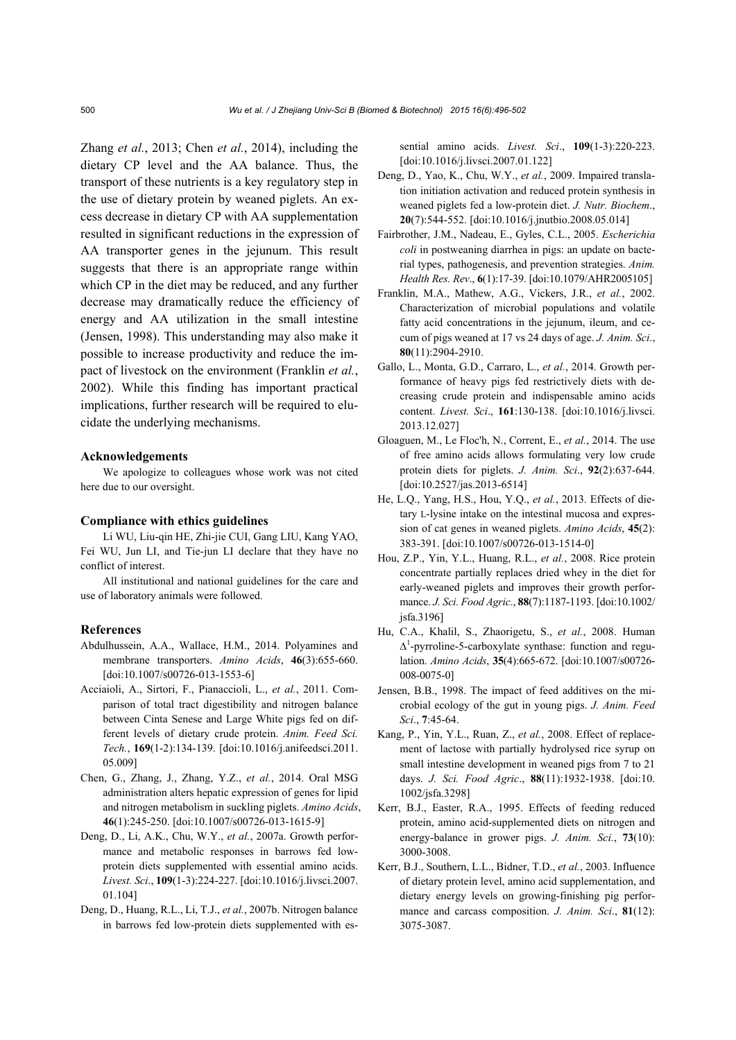Zhang *et al.*, 2013; Chen *et al.*, 2014), including the dietary CP level and the AA balance. Thus, the transport of these nutrients is a key regulatory step in the use of dietary protein by weaned piglets. An excess decrease in dietary CP with AA supplementation resulted in significant reductions in the expression of AA transporter genes in the jejunum. This result suggests that there is an appropriate range within which CP in the diet may be reduced, and any further decrease may dramatically reduce the efficiency of energy and AA utilization in the small intestine (Jensen, 1998). This understanding may also make it possible to increase productivity and reduce the impact of livestock on the environment (Franklin *et al.*, 2002). While this finding has important practical implications, further research will be required to elucidate the underlying mechanisms.

### Acknowledgements

We apologize to colleagues whose work was not cited here due to our oversight.

### Compliance with ethics guidelines

Li WU, Liu-qin HE, Zhi-jie CUI, Gang LIU, Kang YAO, Fei WU, Jun LI, and Tie-jun LI declare that they have no conflict of interest.

All institutional and national guidelines for the care and use of laboratory animals were followed.

### References

Abdulhussein, A.A., Wallace, H.M., 2014. Polyamines and membrane transporters. *Amino Acids*, **46**(3):655-660. [doi:10.1007/s00726-013-1553-6]

Acciaioli, A., Sirtori, F., Pianaccioli, L., *et al.*, 2011. Comparison of total tract digestibility and nitrogen balance between Cinta Senese and Large White pigs fed on different levels of dietary crude protein. *Anim. Feed Sci. Tech.*, **169**(1-2):134-139. [doi:10.1016/j.anifeedsci.2011.05.009]

Chen, G., Zhang, J., Zhang, Y.Z., *et al.*, 2014. Oral MSG administration alters hepatic expression of genes for lipid and nitrogen metabolism in suckling piglets. *Amino Acids*, **46**(1):245-250. [doi:10.1007/s00726-013-1615-9]

Deng, D., Li, A.K., Chu, W.Y., *et al.*, 2007a. Growth performance and metabolic responses in barrows fed low-protein diets supplemented with essential amino acids. *Livest. Sci.*, **109**(1-3):224-227. [doi:10.1016/j.livsci.2007.01.104]

Deng, D., Huang, R.L., Li, T.J., *et al.*, 2007b. Nitrogen balance in barrows fed low-protein diets supplemented with essential amino acids. *Livest. Sci.*, **109**(1-3):220-223. [doi:10.1016/j.livsci.2007.01.122]

Deng, D., Yao, K., Chu, W.Y., *et al.*, 2009. Impaired translation initiation activation and reduced protein synthesis in weaned piglets fed a low-protein diet. *J. Nutr. Biochem.*, **20**(7):544-552. [doi:10.1016/j.jnutbio.2008.05.014]

Fairbrother, J.M., Nadeau, E., Gyles, C.L., 2005. *Escherichia coli* in postweaning diarrhea in pigs: an update on bacterial types, pathogenesis, and prevention strategies. *Anim. Health Res. Rev.*, **6**(1):17-39. [doi:10.1079/AHR2005105]

Franklin, M.A., Mathew, A.G., Vickers, J.R., *et al.*, 2002. Characterization of microbial populations and volatile fatty acid concentrations in the jejunum, ileum, and cecum of pigs weaned at 17 vs 24 days of age. *J. Anim. Sci.*, **80**(11):2904-2910.

Gallo, L., Monta, G.D., Carraro, L., *et al.*, 2014. Growth performance of heavy pigs fed restrictively diets with decreasing crude protein and indispensable amino acids content. *Livest. Sci.*, **161**:130-138. [doi:10.1016/j.livsci.2013.12.027]

Gloaguen, M., Le Floc'h, N., Corrent, E., *et al.*, 2014. The use of free amino acids allows formulating very low crude protein diets for piglets. *J. Anim. Sci.*, **92**(2):637-644. [doi:10.2527/jas.2013-6514]

He, L.Q., Yang, H.S., Hou, Y.Q., *et al.*, 2013. Effects of dietary L-lysine intake on the intestinal mucosa and expression of cat genes in weaned piglets. *Amino Acids*, **45**(2): 383-391. [doi:10.1007/s00726-013-1514-0]

Hou, Z.P., Yin, Y.L., Huang, R.L., *et al.*, 2008. Rice protein concentrate partially replaces dried whey in the diet for early-weaned piglets and improves their growth performance. *J. Sci. Food Agric.*, **88**(7):1187-1193. [doi:10.1002/jsfa.3196]

Hu, C.A., Khalil, S., Zhaorigetu, S., *et al.*, 2008. Human $\Delta^1$-pyrroline-5-carboxylate synthase: function and regulation. *Amino Acids*, **35**(4):665-672. [doi:10.1007/s00726-008-0075-0]

Jensen, B.B., 1998. The impact of feed additives on the microbial ecology of the gut in young pigs. *J. Anim. Feed Sci.*, **7**:45-64.

Kang, P., Yin, Y.L., Ruan, Z., *et al.*, 2008. Effect of replacement of lactose with partially hydrolysed rice syrup on small intestine development in weaned pigs from 7 to 21 days. *J. Sci. Food Agric.*, **88**(11):1932-1938. [doi:10.1002/jsfa.3298]

Kerr, B.J., Easter, R.A., 1995. Effects of feeding reduced protein, amino acid-supplemented diets on nitrogen and energy-balance in grower pigs. *J. Anim. Sci.*, **73**(10): 3000-3008.

Kerr, B.J., Southern, L.L., Bidner, T.D., *et al.*, 2003. Influence of dietary protein level, amino acid supplementation, and dietary energy levels on growing-finishing pig performance and carcass composition. *J. Anim. Sci.*, **81**(12): 3075-3087.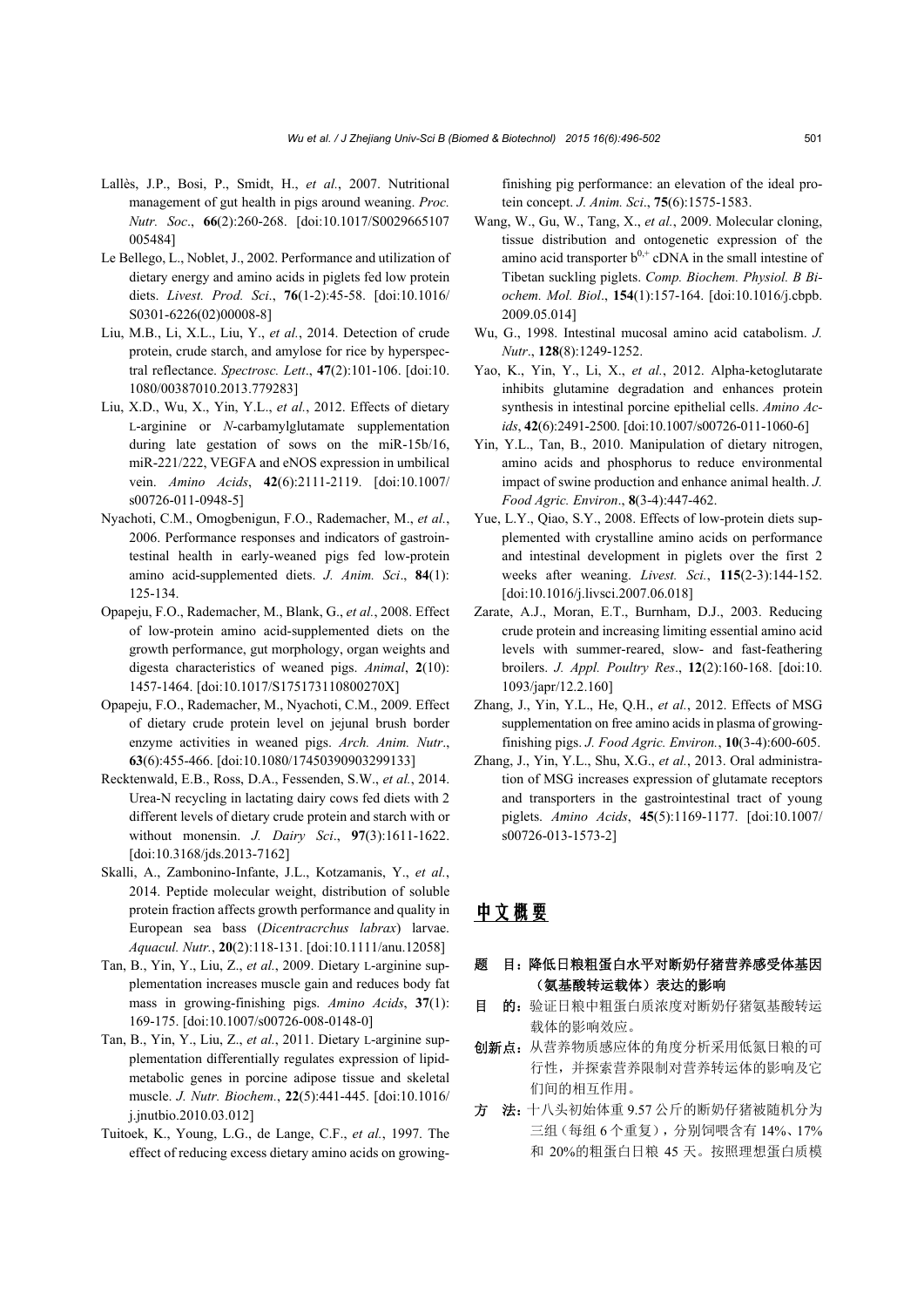Lallès, J.P., Bosi, P., Smidt, H., *et al.*, 2007. Nutritional management of gut health in pigs around weaning. *Proc. Nutr. Soc*., **66**(2):260-268. [doi:10.1017/S0029665107005484]

Le Bellego, L., Noblet, J., 2002. Performance and utilization of dietary energy and amino acids in piglets fed low protein diets. *Livest. Prod. Sci*., **76**(1-2):45-58. [doi:10.1016/S0301-6226(02)00008-8]

Liu, M.B., Li, X.L., Liu, Y., *et al.*, 2014. Detection of crude protein, crude starch, and amylose for rice by hyperspectral reflectance. *Spectrosc. Lett*., **47**(2):101-106. [doi:10.1080/00387010.2013.779283]

Liu, X.D., Wu, X., Yin, Y.L., *et al.*, 2012. Effects of dietary L-arginine or *N*-carbamylglutamate supplementation during late gestation of sows on the miR-15b/16, miR-221/222, VEGFA and eNOS expression in umbilical vein. *Amino Acids*, **42**(6):2111-2119. [doi:10.1007/s00726-011-0948-5]

Nyachoti, C.M., Omogbenigun, F.O., Rademacher, M., *et al.*, 2006. Performance responses and indicators of gastrointestinal health in early-weaned pigs fed low-protein amino acid-supplemented diets. *J. Anim. Sci*., **84**(1):125-134.

Opapeju, F.O., Rademacher, M., Blank, G., *et al.*, 2008. Effect of low-protein amino acid-supplemented diets on the growth performance, gut morphology, organ weights and digesta characteristics of weaned pigs. *Animal*, **2**(10):1457-1464. [doi:10.1017/S175173110800270X]

Opapeju, F.O., Rademacher, M., Nyachoti, C.M., 2009. Effect of dietary crude protein level on jejunal brush border enzyme activities in weaned pigs. *Arch. Anim. Nutr*., **63**(6):455-466. [doi:10.1080/17450390903299133]

Recktenwald, E.B., Ross, D.A., Fessenden, S.W., *et al.*, 2014. Urea-N recycling in lactating dairy cows fed diets with 2 different levels of dietary crude protein and starch with or without monensin. *J. Dairy Sci*., **97**(3):1611-1622. [doi:10.3168/jds.2013-7162]

Skalli, A., Zambonino-Infante, J.L., Kotzamanis, Y., *et al.*, 2014. Peptide molecular weight, distribution of soluble protein fraction affects growth performance and quality in European sea bass (*Dicentracrchus labrax*) larvae. *Aquacul. Nutr.*, **20**(2):118-131. [doi:10.1111/anu.12058]

Tan, B., Yin, Y., Liu, Z., *et al.*, 2009. Dietary L-arginine supplementation increases muscle gain and reduces body fat mass in growing-finishing pigs. *Amino Acids*, **37**(1):169-175. [doi:10.1007/s00726-008-0148-0]

Tan, B., Yin, Y., Liu, Z., *et al.*, 2011. Dietary L-arginine supplementation differentially regulates expression of lipid-metabolic genes in porcine adipose tissue and skeletal muscle. *J. Nutr. Biochem.*, **22**(5):441-445. [doi:10.1016/j.jnutbio.2010.03.012]

Tuitoek, K., Young, L.G., de Lange, C.F., *et al.*, 1997. The effect of reducing excess dietary amino acids on growing-finishing pig performance: an elevation of the ideal protein concept. *J. Anim. Sci*., **75**(6):1575-1583.

Wang, W., Gu, W., Tang, X., *et al.*, 2009. Molecular cloning, tissue distribution and ontogenetic expression of the amino acid transporter $b^{0,+}$ cDNA in the small intestine of Tibetan suckling piglets. *Comp. Biochem. Physiol. B Biochem. Mol. Biol*., **154**(1):157-164. [doi:10.1016/j.cbpb.2009.05.014]

Wu, G., 1998. Intestinal mucosal amino acid catabolism. *J. Nutr*., **128**(8):1249-1252.

Yao, K., Yin, Y., Li, X., *et al.*, 2012. Alpha-ketoglutarate inhibits glutamine degradation and enhances protein synthesis in intestinal porcine epithelial cells. *Amino Acids*, **42**(6):2491-2500. [doi:10.1007/s00726-011-1060-6]

Yin, Y.L., Tan, B., 2010. Manipulation of dietary nitrogen, amino acids and phosphorus to reduce environmental impact of swine production and enhance animal health. *J. Food Agric. Environ*., **8**(3-4):447-462.

Yue, L.Y., Qiao, S.Y., 2008. Effects of low-protein diets supplemented with crystalline amino acids on performance and intestinal development in piglets over the first 2 weeks after weaning. *Livest. Sci.*, **115**(2-3):144-152. [doi:10.1016/j.livsci.2007.06.018]

Zarate, A.J., Moran, E.T., Burnham, D.J., 2003. Reducing crude protein and increasing limiting essential amino acid levels with summer-reared, slow- and fast-feathering broilers. *J. Appl. Poultry Res*., **12**(2):160-168. [doi:10.1093/japr/12.2.160]

Zhang, J., Yin, Y.L., He, Q.H., *et al.*, 2012. Effects of MSG supplementation on free amino acids in plasma of growing-finishing pigs. *J. Food Agric. Environ.*, **10**(3-4):600-605.

Zhang, J., Yin, Y.L., Shu, X.G., *et al.*, 2013. Oral administration of MSG increases expression of glutamate receptors and transporters in the gastrointestinal tract of young piglets. *Amino Acids*, **45**(5):1169-1177. [doi:10.1007/s00726-013-1573-2]

## 中文概要

**题　目：降低日粮粗蛋白水平对断奶仔猪营养感受体基因（氨基酸转运载体）表达的影响**

**目　的：**验证日粮中粗蛋白质浓度对断奶仔猪氨基酸转运载体的影响效应。

**创新点：**从营养物质感应体的角度分析采用低氮日粮的可行性，并探索营养限制对营养转运体的影响及它们间的相互作用。

**方　法：**十八头初始体重 9.57 公斤的断奶仔猪被随机分为三组（每组 6 个重复），分别饲喂含有 14%、17% 和 20%的粗蛋白日粮 45 天。按照理想蛋白质模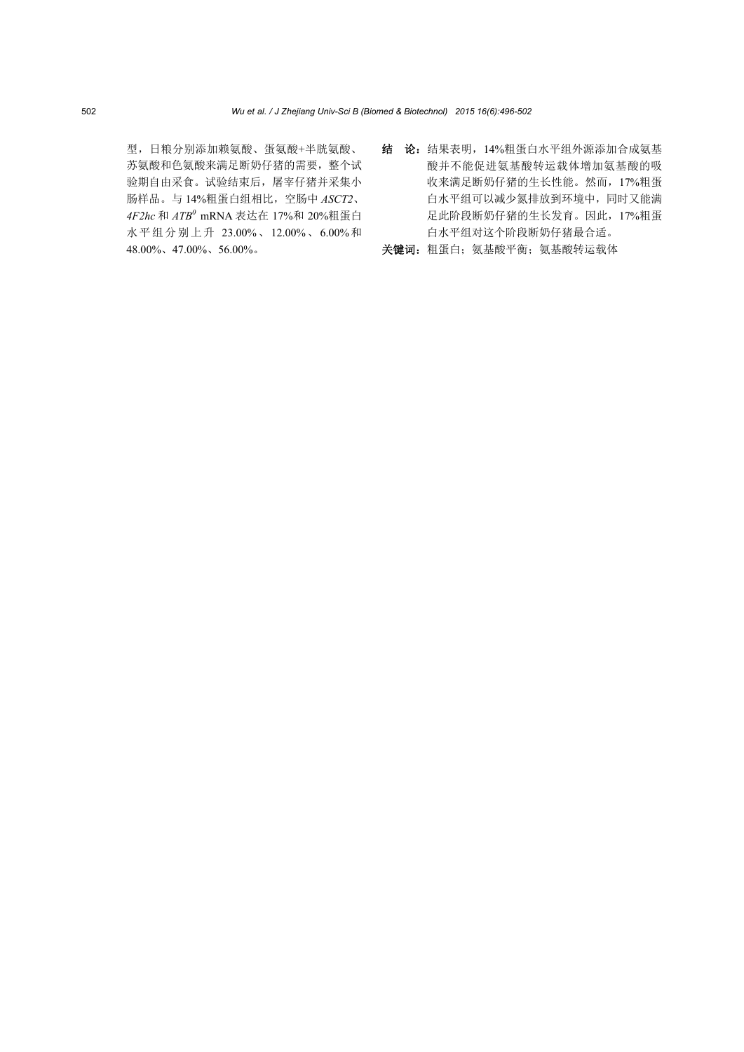型，日粮分别添加赖氨酸、蛋氨酸+半胱氨酸、苏氨酸和色氨酸来满足断奶仔猪的需要，整个试验期自由采食。试验结束后，屠宰仔猪并采集小肠样品。与 14%粗蛋白组相比，空肠中 *ASCT2*、*4F2hc* 和 $ATB^0$ mRNA 表达在 17%和 20%粗蛋白水平组分别上升 23.00%、12.00%、6.00%和 48.00%、47.00%、56.00%。

**结　论：**结果表明，14%粗蛋白水平组外源添加合成氨基酸并不能促进氨基酸转运载体增加氨基酸的吸收来满足断奶仔猪的生长性能。然而，17%粗蛋白水平组可以减少氮排放到环境中，同时又能满足此阶段断奶仔猪的生长发育。因此，17%粗蛋白水平组对这个阶段断奶仔猪最合适。

**关键词：**粗蛋白；氨基酸平衡；氨基酸转运载体